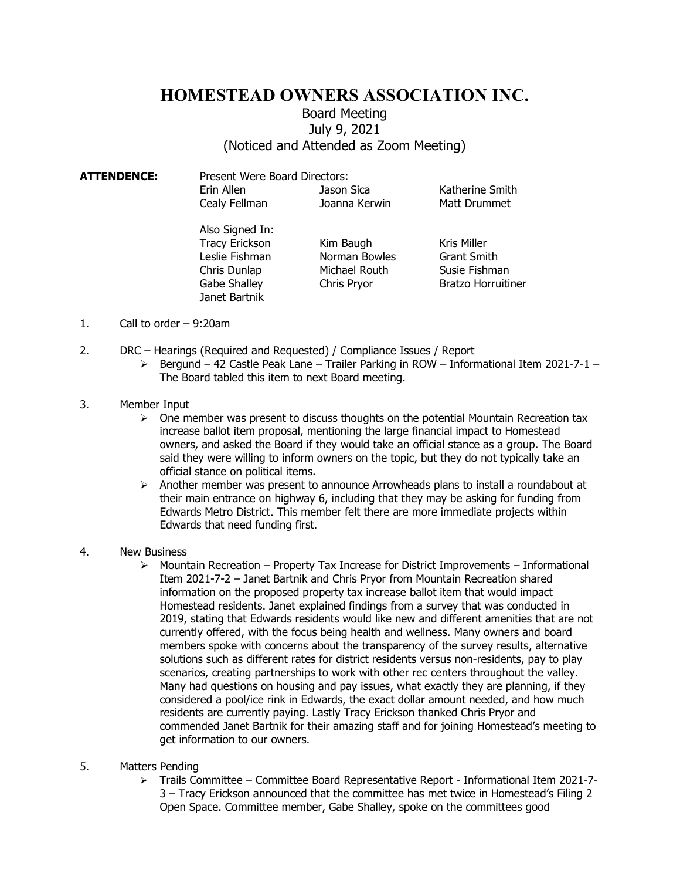# HOMESTEAD OWNERS ASSOCIATION INC.

Board Meeting
July 9, 2021
(Noticed and Attended as Zoom Meeting)

**ATTENDENCE:** Present Were Board Directors:

| | | |
|---|---|---|
| Erin Allen | Jason Sica | Katherine Smith |
| Cealy Fellman | Joanna Kerwin | Matt Drummet |

Also Signed In:

| | | |
|---|---|---|
| Tracy Erickson | Kim Baugh | Kris Miller |
| Leslie Fishman | Norman Bowles | Grant Smith |
| Chris Dunlap | Michael Routh | Susie Fishman |
| Gabe Shalley | Chris Pryor | Bratzo Horruitiner |
| Janet Bartnik | | |

1. Call to order – 9:20am

2. DRC – Hearings (Required and Requested) / Compliance Issues / Report
   - Bergund – 42 Castle Peak Lane – Trailer Parking in ROW – Informational Item 2021-7-1 – The Board tabled this item to next Board meeting.

3. Member Input
   - One member was present to discuss thoughts on the potential Mountain Recreation tax increase ballot item proposal, mentioning the large financial impact to Homestead owners, and asked the Board if they would take an official stance as a group. The Board said they were willing to inform owners on the topic, but they do not typically take an official stance on political items.
   - Another member was present to announce Arrowheads plans to install a roundabout at their main entrance on highway 6, including that they may be asking for funding from Edwards Metro District. This member felt there are more immediate projects within Edwards that need funding first.

4. New Business
   - Mountain Recreation – Property Tax Increase for District Improvements – Informational Item 2021-7-2 – Janet Bartnik and Chris Pryor from Mountain Recreation shared information on the proposed property tax increase ballot item that would impact Homestead residents. Janet explained findings from a survey that was conducted in 2019, stating that Edwards residents would like new and different amenities that are not currently offered, with the focus being health and wellness. Many owners and board members spoke with concerns about the transparency of the survey results, alternative solutions such as different rates for district residents versus non-residents, pay to play scenarios, creating partnerships to work with other rec centers throughout the valley. Many had questions on housing and pay issues, what exactly they are planning, if they considered a pool/ice rink in Edwards, the exact dollar amount needed, and how much residents are currently paying. Lastly Tracy Erickson thanked Chris Pryor and commended Janet Bartnik for their amazing staff and for joining Homestead's meeting to get information to our owners.

5. Matters Pending
   - Trails Committee – Committee Board Representative Report - Informational Item 2021-7-3 – Tracy Erickson announced that the committee has met twice in Homestead's Filing 2 Open Space. Committee member, Gabe Shalley, spoke on the committees good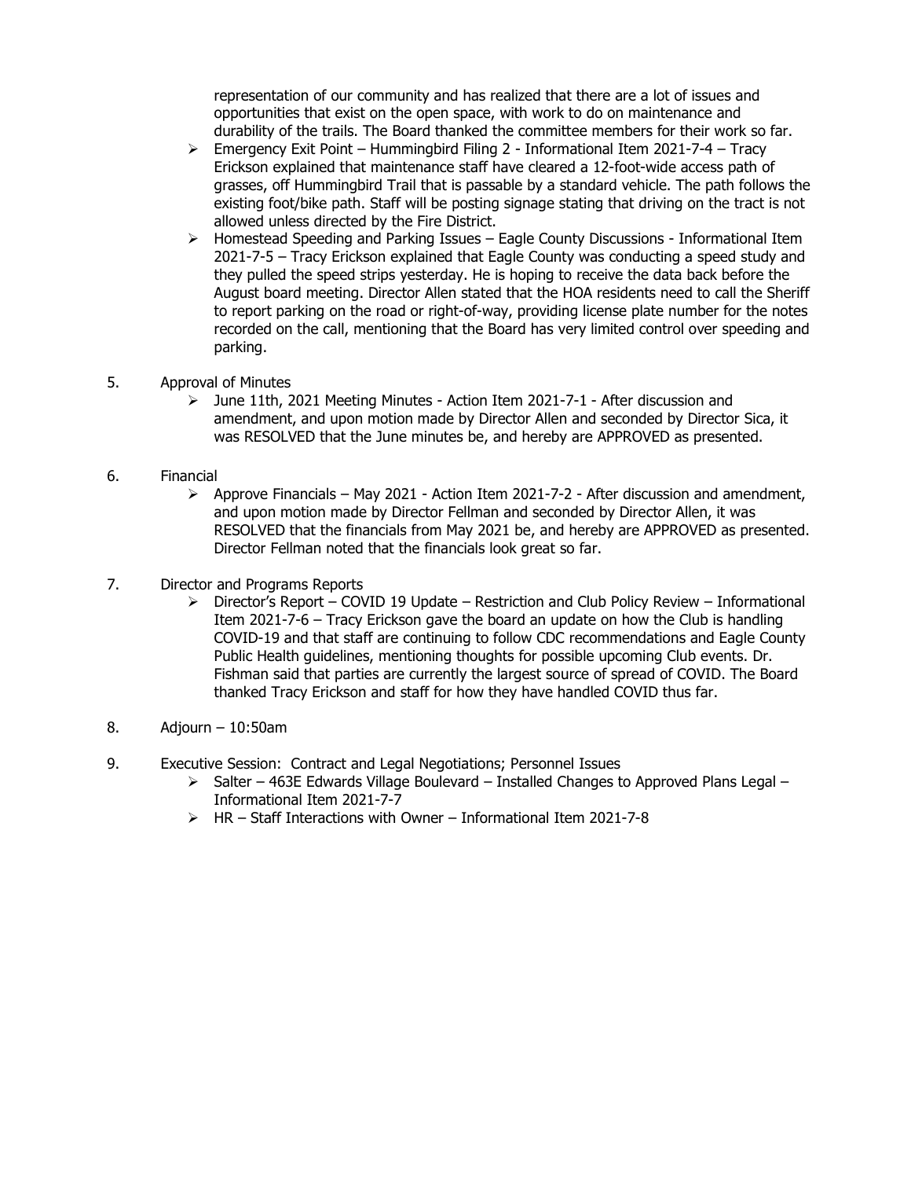representation of our community and has realized that there are a lot of issues and opportunities that exist on the open space, with work to do on maintenance and durability of the trails. The Board thanked the committee members for their work so far.

- Emergency Exit Point – Hummingbird Filing 2 - Informational Item 2021-7-4 – Tracy Erickson explained that maintenance staff have cleared a 12-foot-wide access path of grasses, off Hummingbird Trail that is passable by a standard vehicle. The path follows the existing foot/bike path. Staff will be posting signage stating that driving on the tract is not allowed unless directed by the Fire District.
- Homestead Speeding and Parking Issues – Eagle County Discussions - Informational Item 2021-7-5 – Tracy Erickson explained that Eagle County was conducting a speed study and they pulled the speed strips yesterday. He is hoping to receive the data back before the August board meeting. Director Allen stated that the HOA residents need to call the Sheriff to report parking on the road or right-of-way, providing license plate number for the notes recorded on the call, mentioning that the Board has very limited control over speeding and parking.

5. Approval of Minutes
   - June 11th, 2021 Meeting Minutes - Action Item 2021-7-1 - After discussion and amendment, and upon motion made by Director Allen and seconded by Director Sica, it was RESOLVED that the June minutes be, and hereby are APPROVED as presented.

6. Financial
   - Approve Financials – May 2021 - Action Item 2021-7-2 - After discussion and amendment, and upon motion made by Director Fellman and seconded by Director Allen, it was RESOLVED that the financials from May 2021 be, and hereby are APPROVED as presented. Director Fellman noted that the financials look great so far.

7. Director and Programs Reports
   - Director's Report – COVID 19 Update – Restriction and Club Policy Review – Informational Item 2021-7-6 – Tracy Erickson gave the board an update on how the Club is handling COVID-19 and that staff are continuing to follow CDC recommendations and Eagle County Public Health guidelines, mentioning thoughts for possible upcoming Club events. Dr. Fishman said that parties are currently the largest source of spread of COVID. The Board thanked Tracy Erickson and staff for how they have handled COVID thus far.

8. Adjourn – 10:50am

9. Executive Session: Contract and Legal Negotiations; Personnel Issues
   - Salter – 463E Edwards Village Boulevard – Installed Changes to Approved Plans Legal – Informational Item 2021-7-7
   - HR – Staff Interactions with Owner – Informational Item 2021-7-8